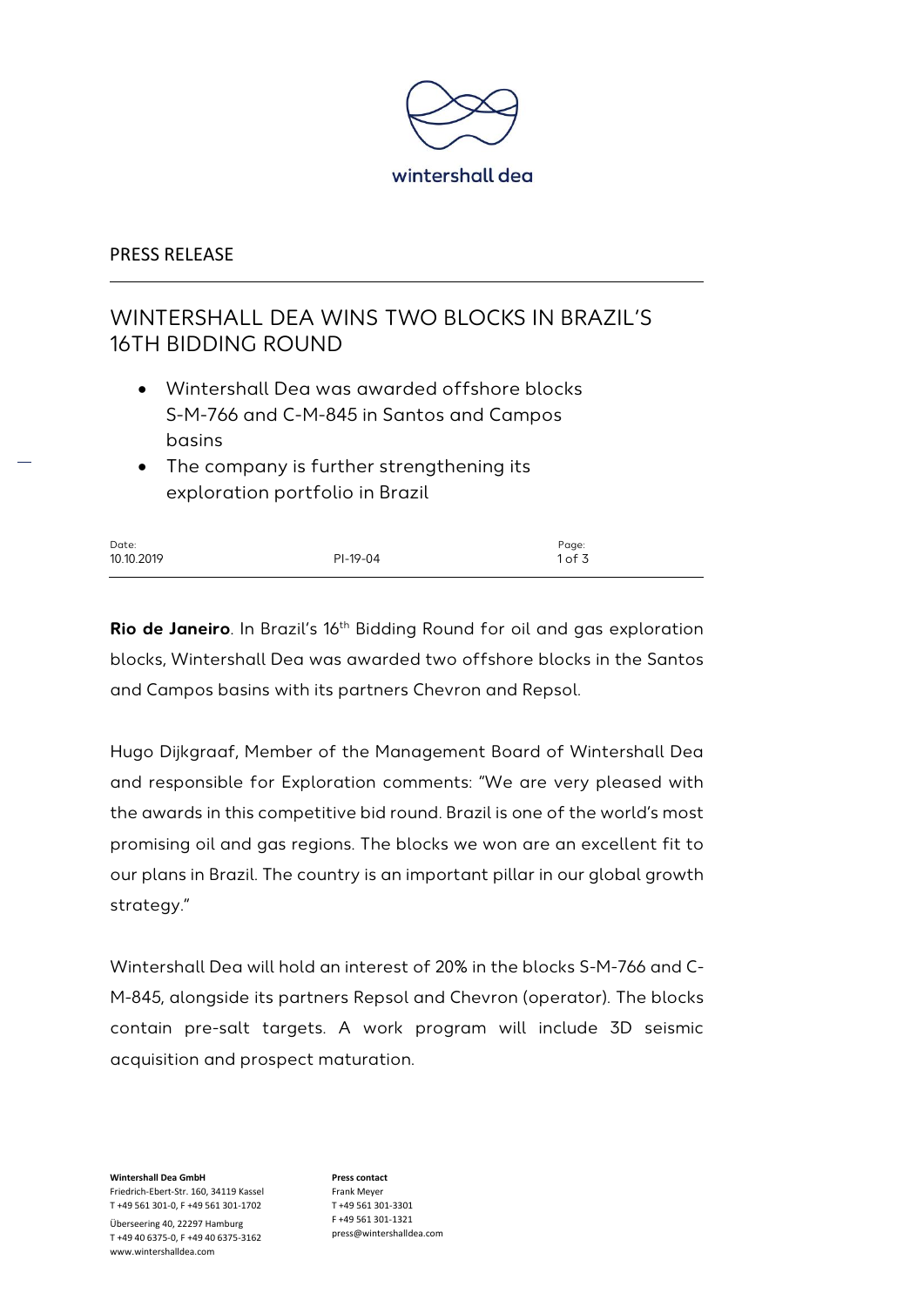wintershall dea

PRESS RELEASE

# WINTERSHALL DEA WINS TWO BLOCKS IN BRAZIL'S 16TH BIDDING ROUND

- Wintershall Dea was awarded offshore blocks S-M-766 and C-M-845 in Santos and Campos basins
- The company is further strengthening its exploration portfolio in Brazil

| Date: | | |
| --- | --- | --- |
| 10.10.2019 | PI-19-04 | |

**Rio de Janeiro**. In Brazil's 16th Bidding Round for oil and gas exploration blocks, Wintershall Dea was awarded two offshore blocks in the Santos and Campos basins with its partners Chevron and Repsol.

Hugo Dijkgraaf, Member of the Management Board of Wintershall Dea and responsible for Exploration comments: "We are very pleased with the awards in this competitive bid round. Brazil is one of the world's most promising oil and gas regions. The blocks we won are an excellent fit to our plans in Brazil. The country is an important pillar in our global growth strategy."

Wintershall Dea will hold an interest of 20% in the blocks S-M-766 and C-M-845, alongside its partners Repsol and Chevron (operator). The blocks contain pre-salt targets. A work program will include 3D seismic acquisition and prospect maturation.

**Wintershall Dea GmbH**
Friedrich-Ebert-Str. 160, 34119 Kassel
T +49 561 301-0, F +49 561 301-1702
Überseering 40, 22297 Hamburg
T +49 40 6375-0, F +49 40 6375-3162
www.wintershalldea.com

**Press contact**
Frank Meyer
T +49 561 301-3301
F +49 561 301-1321
press@wintershalldea.com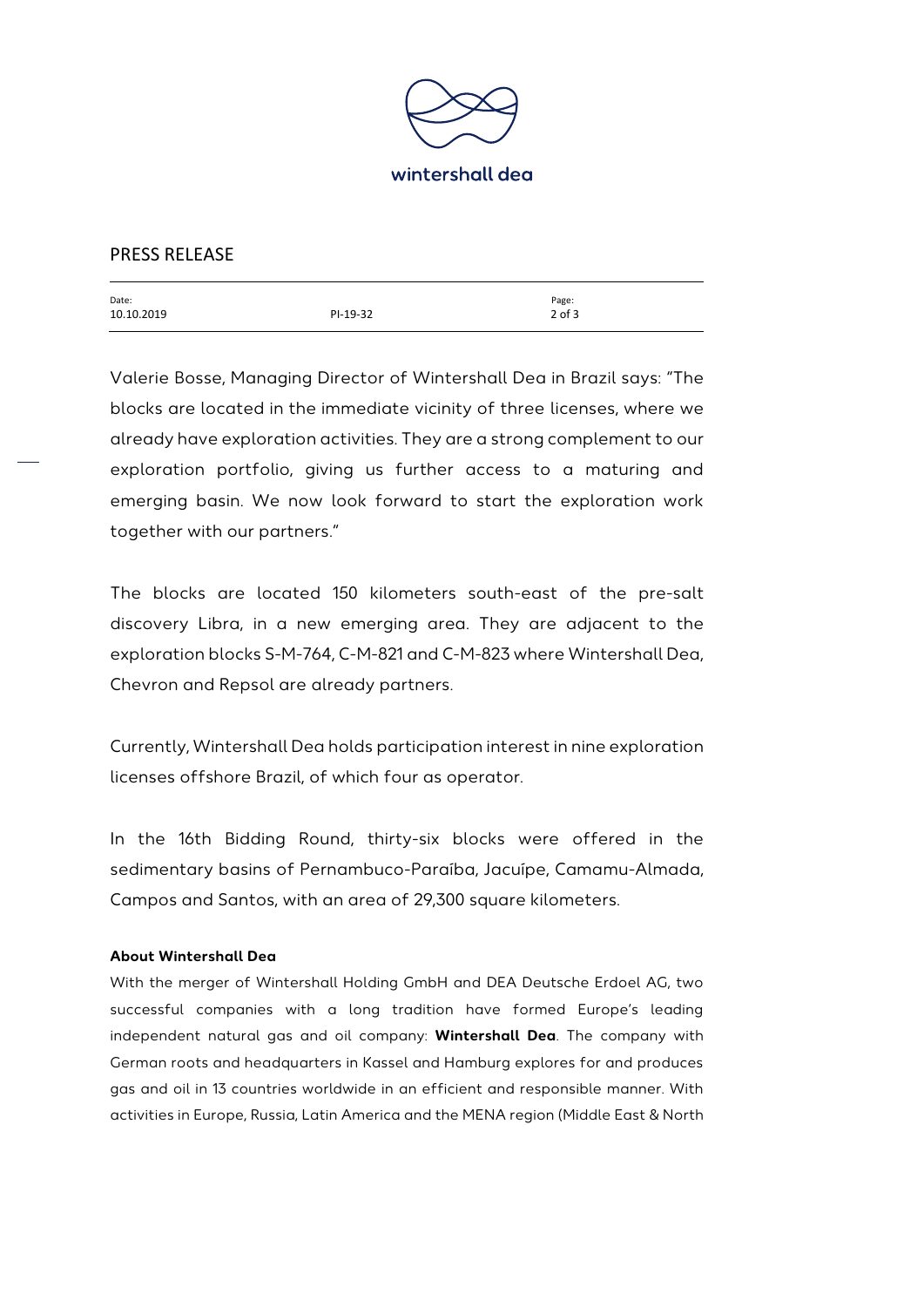Valerie Bosse, Managing Director of Wintershall Dea in Brazil says: "The blocks are located in the immediate vicinity of three licenses, where we already have exploration activities. They are a strong complement to our exploration portfolio, giving us further access to a maturing and emerging basin. We now look forward to start the exploration work together with our partners."

The blocks are located 150 kilometers south-east of the pre-salt discovery Libra, in a new emerging area. They are adjacent to the exploration blocks S-M-764, C-M-821 and C-M-823 where Wintershall Dea, Chevron and Repsol are already partners.

Currently, Wintershall Dea holds participation interest in nine exploration licenses offshore Brazil, of which four as operator.

In the 16th Bidding Round, thirty-six blocks were offered in the sedimentary basins of Pernambuco-Paraíba, Jacuípe, Camamu-Almada, Campos and Santos, with an area of 29,300 square kilometers.

**About Wintershall Dea**

With the merger of Wintershall Holding GmbH and DEA Deutsche Erdoel AG, two successful companies with a long tradition have formed Europe's leading independent natural gas and oil company: **Wintershall Dea**. The company with German roots and headquarters in Kassel and Hamburg explores for and produces gas and oil in 13 countries worldwide in an efficient and responsible manner. With activities in Europe, Russia, Latin America and the MENA region (Middle East & North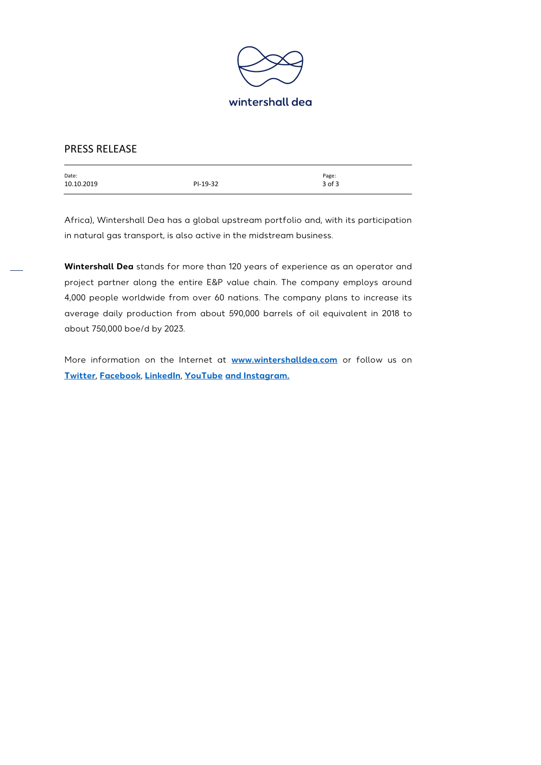Africa), Wintershall Dea has a global upstream portfolio and, with its participation in natural gas transport, is also active in the midstream business.

**Wintershall Dea** stands for more than 120 years of experience as an operator and project partner along the entire E&P value chain. The company employs around 4,000 people worldwide from over 60 nations. The company plans to increase its average daily production from about 590,000 barrels of oil equivalent in 2018 to about 750,000 boe/d by 2023.

More information on the Internet at **www.wintershalldea.com** or follow us on **Twitter**, **Facebook**, **LinkedIn**, **YouTube and Instagram.**